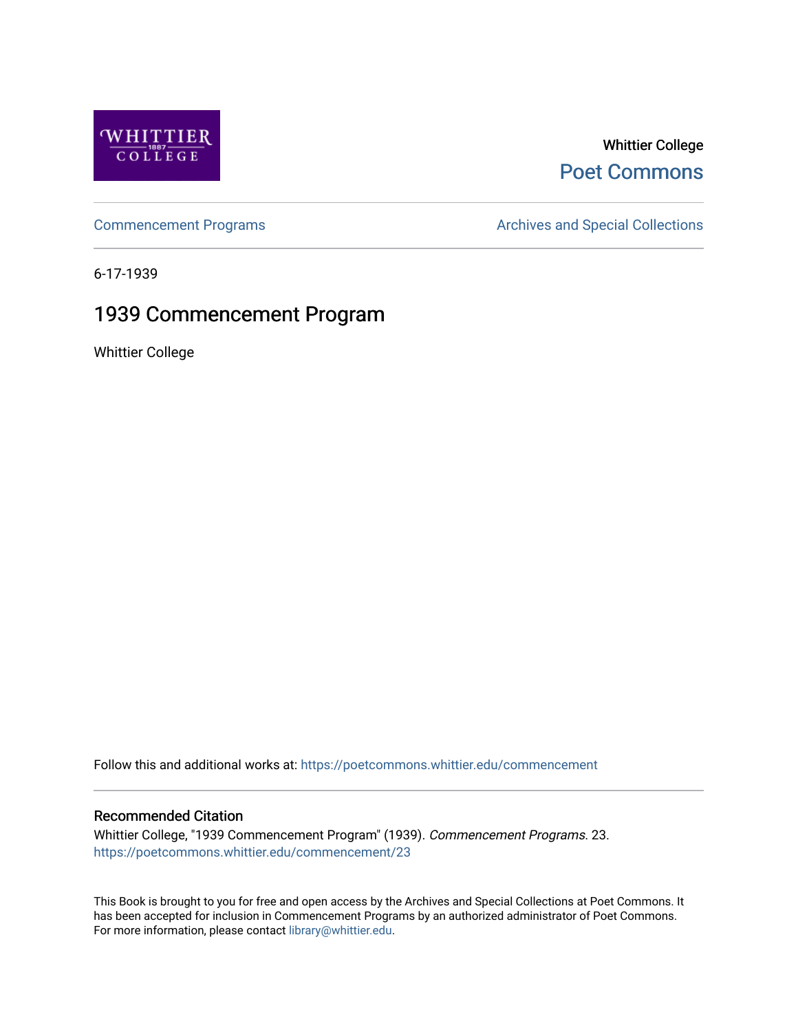Whittier College

Poet Commons

Commencement Programs

Archives and Special Collections

6-17-1939

# 1939 Commencement Program

Whittier College

Follow this and additional works at: https://poetcommons.whittier.edu/commencement

## Recommended Citation

Whittier College, "1939 Commencement Program" (1939). *Commencement Programs*. 23.
https://poetcommons.whittier.edu/commencement/23

This Book is brought to you for free and open access by the Archives and Special Collections at Poet Commons. It has been accepted for inclusion in Commencement Programs by an authorized administrator of Poet Commons. For more information, please contact library@whittier.edu.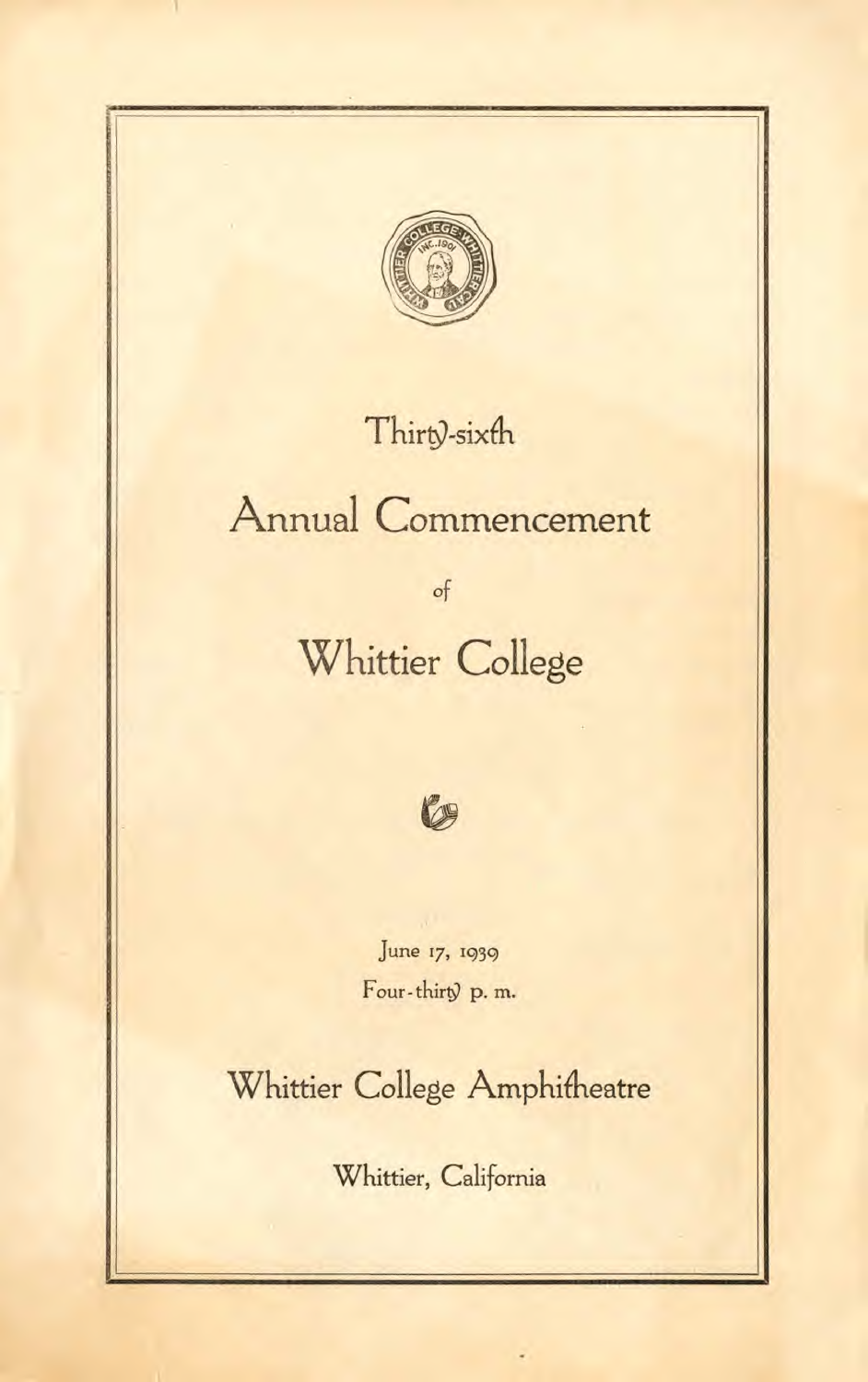# Thirty-sixth

# Annual Commencement

of

# Whittier College

June 17, 1939

Four-thirty p. m.

## Whittier College Amphitheatre

Whittier, California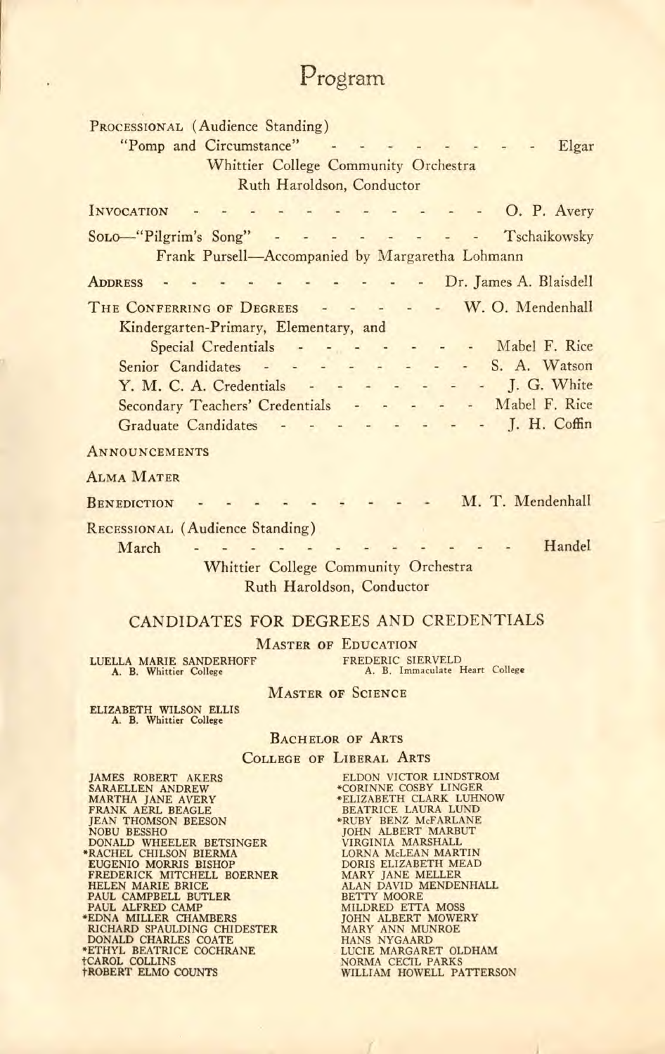# Program

PROCESSIONAL (Audience Standing)

"Pomp and Circumstance" - - - - - - - - - Elgar

Whittier College Community Orchestra
Ruth Haroldson, Conductor

INVOCATION - - - - - - - - - - - - - O. P. Avery

SOLO—"Pilgrim's Song" - - - - - - - - - Tschaikowsky

Frank Pursell—Accompanied by Margaretha Lohmann

ADDRESS - - - - - - - - - - - Dr. James A. Blaisdell

THE CONFERRING OF DEGREES - - - - - W. O. Mendenhall

Kindergarten-Primary, Elementary, and Special Credentials - - - - - - - - Mabel F. Rice

Senior Candidates - - - - - - - - - S. A. Watson

Y. M. C. A. Credentials - - - - - - - - J. G. White

Secondary Teachers' Credentials - - - - - Mabel F. Rice

Graduate Candidates - - - - - - - - - J. H. Coffin

ANNOUNCEMENTS

ALMA MATER

BENEDICTION - - - - - - - - - - M. T. Mendenhall

RECESSIONAL (Audience Standing)

March - - - - - - - - - - - - - - Handel

Whittier College Community Orchestra
Ruth Haroldson, Conductor

## CANDIDATES FOR DEGREES AND CREDENTIALS

### MASTER OF EDUCATION

LUELLA MARIE SANDERHOFF
A. B. Whittier College

FREDERIC SIERVELD
A. B. Immaculate Heart College

### MASTER OF SCIENCE

ELIZABETH WILSON ELLIS
A. B. Whittier College

### BACHELOR OF ARTS

### COLLEGE OF LIBERAL ARTS

JAMES ROBERT AKERS
SARAELLEN ANDREW
MARTHA JANE AVERY
FRANK AERL BEAGLE
JEAN THOMSON BEESON
NOBU BESSHO
DONALD WHEELER BETSINGER
*RACHEL CHILSON BIERMA
EUGENIO MORRIS BISHOP
FREDERICK MITCHELL BOERNER
HELEN MARIE BRICE
PAUL CAMPBELL BUTLER
PAUL ALFRED CAMP
*EDNA MILLER CHAMBERS
RICHARD SPAULDING CHIDESTER
DONALD CHARLES COATE
*ETHYL BEATRICE COCHRANE
†CAROL COLLINS
†ROBERT ELMO COUNTS
ELDON VICTOR LINDSTROM
*CORINNE COSBY LINGER
*ELIZABETH CLARK LUHNOW
BEATRICE LAURA LUND
*RUBY BENZ McFARLANE
JOHN ALBERT MARBUT
VIRGINIA MARSHALL
LORNA McLEAN MARTIN
DORIS ELIZABETH MEAD
MARY JANE MELLER
ALAN DAVID MENDENHALL
BETTY MOORE
MILDRED ETTA MOSS
JOHN ALBERT MOWERY
MARY ANN MUNROE
HANS NYGAARD
LUCIE MARGARET OLDHAM
NORMA CECIL PARKS
WILLIAM HOWELL PATTERSON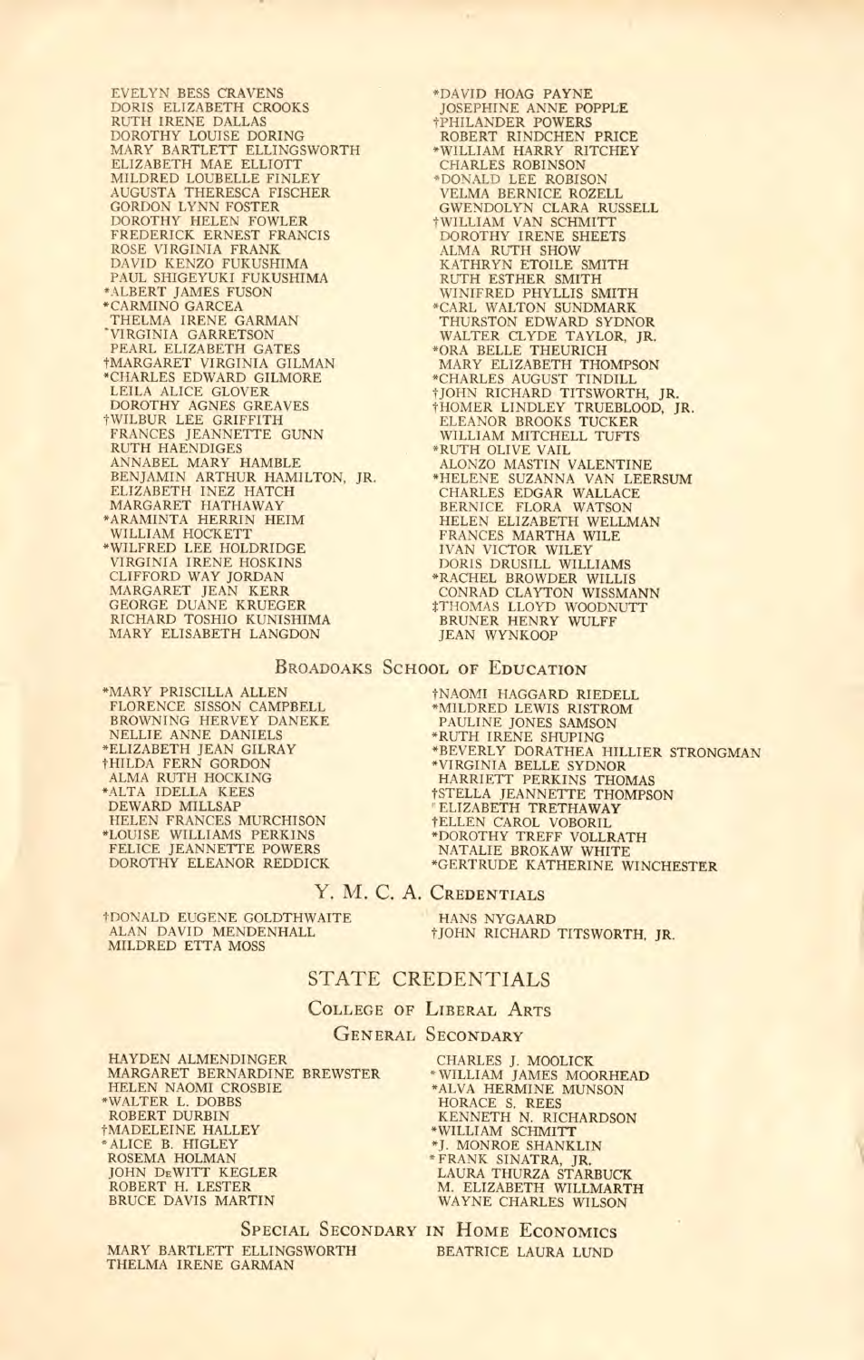EVELYN BESS CRAVENS
DORIS ELIZABETH CROOKS
RUTH IRENE DALLAS
DOROTHY LOUISE DORING
MARY BARTLETT ELLINGSWORTH
ELIZABETH MAE ELLIOTT
MILDRED LOUBELLE FINLEY
AUGUSTA THERESCA FISCHER
GORDON LYNN FOSTER
DOROTHY HELEN FOWLER
FREDERICK ERNEST FRANCIS
ROSE VIRGINIA FRANK
DAVID KENZO FUKUSHIMA
PAUL SHIGEYUKI FUKUSHIMA
*ALBERT JAMES FUSON
*CARMINO GARCEA
THELMA IRENE GARMAN
*VIRGINIA GARRETSON
PEARL ELIZABETH GATES
†MARGARET VIRGINIA GILMAN
*CHARLES EDWARD GILMORE
LEILA ALICE GLOVER
DOROTHY AGNES GREAVES
†WILBUR LEE GRIFFITH
FRANCES JEANNETTE GUNN
RUTH HAENDIGES
ANNABEL MARY HAMBLE
BENJAMIN ARTHUR HAMILTON, JR.
ELIZABETH INEZ HATCH
MARGARET HATHAWAY
*ARAMINTA HERRIN HEIM
WILLIAM HOCKETT
*WILFRED LEE HOLDRIDGE
VIRGINIA IRENE HOSKINS
CLIFFORD WAY JORDAN
MARGARET JEAN KERR
GEORGE DUANE KRUEGER
RICHARD TOSHIO KUNISHIMA
MARY ELISABETH LANGDON
*DAVID HOAG PAYNE
JOSEPHINE ANNE POPPLE
†PHILANDER POWERS
ROBERT RINDCHEN PRICE
*WILLIAM HARRY RITCHEY
CHARLES ROBINSON
*DONALD LEE ROBISON
VELMA BERNICE ROZELL
GWENDOLYN CLARA RUSSELL
†WILLIAM VAN SCHMITT
DOROTHY IRENE SHEETS
ALMA RUTH SHOW
KATHRYN ETOILE SMITH
RUTH ESTHER SMITH
WINIFRED PHYLLIS SMITH
*CARL WALTON SUNDMARK
THURSTON EDWARD SYDNOR
WALTER CLYDE TAYLOR, JR.
*ORA BELLE THEURICH
MARY ELIZABETH THOMPSON
*CHARLES AUGUST TINDILL
†JOHN RICHARD TITSWORTH, JR.
†HOMER LINDLEY TRUEBLOOD, JR.
ELEANOR BROOKS TUCKER
WILLIAM MITCHELL TUFTS
*RUTH OLIVE VAIL
ALONZO MASTIN VALENTINE
*HELENE SUZANNA VAN LEERSUM
CHARLES EDGAR WALLACE
BERNICE FLORA WATSON
HELEN ELIZABETH WELLMAN
FRANCES MARTHA WILE
IVAN VICTOR WILEY
DORIS DRUSILL WILLIAMS
*RACHEL BROWDER WILLIS
CONRAD CLAYTON WISSMANN
‡THOMAS LLOYD WOODNUTT
BRUNER HENRY WULFF
JEAN WYNKOOP

## Broadoaks School of Education

*MARY PRISCILLA ALLEN
FLORENCE SISSON CAMPBELL
BROWNING HERVEY DANEKE
NELLIE ANNE DANIELS
*ELIZABETH JEAN GILRAY
†HILDA FERN GORDON
ALMA RUTH HOCKING
*ALTA IDELLA KEES
DEWARD MILLSAP
HELEN FRANCES MURCHISON
*LOUISE WILLIAMS PERKINS
FELICE JEANNETTE POWERS
DOROTHY ELEANOR REDDICK
†NAOMI HAGGARD RIEDELL
*MILDRED LEWIS RISTROM
PAULINE JONES SAMSON
*RUTH IRENE SHUPING
*BEVERLY DORATHEA HILLIER STRONGMAN
*VIRGINIA BELLE SYDNOR
HARRIETT PERKINS THOMAS
†STELLA JEANNETTE THOMPSON
*ELIZABETH TRETHAWAY
†ELLEN CAROL VOBORIL
*DOROTHY TREFF VOLLRATH
NATALIE BROKAW WHITE
*GERTRUDE KATHERINE WINCHESTER

## Y. M. C. A. Credentials

†DONALD EUGENE GOLDTHWAITE
ALAN DAVID MENDENHALL
MILDRED ETTA MOSS
HANS NYGAARD
†JOHN RICHARD TITSWORTH, JR.

# STATE CREDENTIALS

## College of Liberal Arts

### General Secondary

HAYDEN ALMENDINGER
MARGARET BERNARDINE BREWSTER
HELEN NAOMI CROSBIE
*WALTER L. DOBBS
ROBERT DURBIN
†MADELEINE HALLEY
*ALICE B. HIGLEY
ROSEMA HOLMAN
JOHN DeWITT KEGLER
ROBERT H. LESTER
BRUCE DAVIS MARTIN
CHARLES J. MOOLICK
*WILLIAM JAMES MOORHEAD
*ALVA HERMINE MUNSON
HORACE S. REES
KENNETH N. RICHARDSON
*WILLIAM SCHMITT
*J. MONROE SHANKLIN
*FRANK SINATRA, JR.
LAURA THURZA STARBUCK
M. ELIZABETH WILLMARTH
WAYNE CHARLES WILSON

### Special Secondary in Home Economics

MARY BARTLETT ELLINGSWORTH
THELMA IRENE GARMAN
BEATRICE LAURA LUND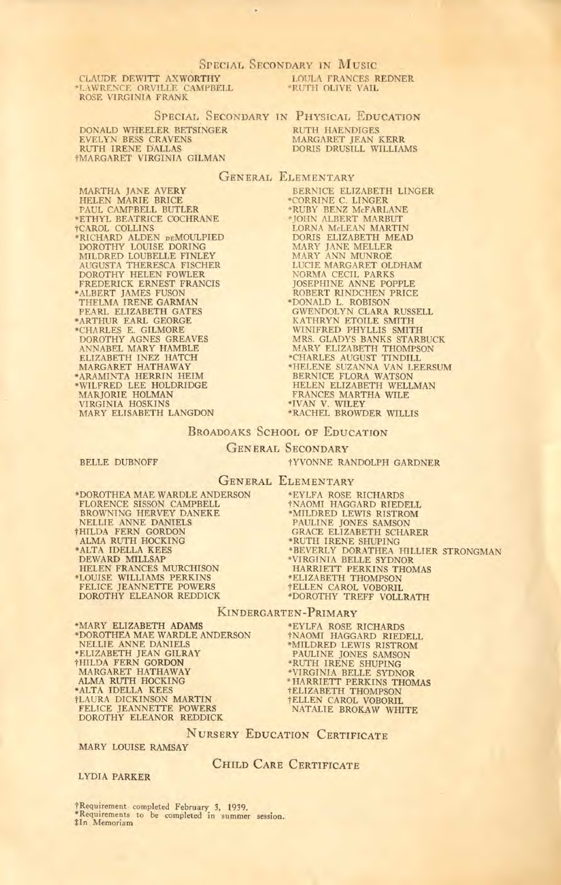## Special Secondary in Music

CLAUDE DEWITT AXWORTHY
*LAWRENCE ORVILLE CAMPBELL
ROSE VIRGINIA FRANK
LOULA FRANCES REDNER
*RUTH OLIVE VAIL

## Special Secondary in Physical Education

DONALD WHEELER BETSINGER
EVELYN BESS CRAVENS
RUTH IRENE DALLAS
‡MARGARET VIRGINIA GILMAN
RUTH HAENDIGES
MARGARET JEAN KERR
DORIS DRUSILL WILLIAMS

## General Elementary

MARTHA JANE AVERY
HELEN MARIE BRICE
PAUL CAMPBELL BUTLER
*ETHYL BEATRICE COCHRANE
†CAROL COLLINS
*RICHARD ALDEN DEMOULPIED
DOROTHY LOUISE DORING
MILDRED LOUBELLE FINLEY
AUGUSTA THERESCA FISCHER
DOROTHY HELEN FOWLER
FREDERICK ERNEST FRANCIS
*ALBERT JAMES FUSON
THELMA IRENE GARMAN
PEARL ELIZABETH GATES
*ARTHUR EARL GEORGE
*CHARLES E. GILMORE
DOROTHY AGNES GREAVES
ANNABEL MARY HAMBLE
ELIZABETH INEZ HATCH
MARGARET HATHAWAY
*ARAMINTA HERRIN HEIM
*WILFRED LEE HOLDRIDGE
MARJORIE HOLMAN
VIRGINIA HOSKINS
MARY ELISABETH LANGDON
BERNICE ELIZABETH LINGER
*CORRINE C. LINGER
*RUBY BENZ McFARLANE
*JOHN ALBERT MARBUT
LORNA McLEAN MARTIN
DORIS ELIZABETH MEAD
MARY JANE MELLER
MARY ANN MUNROE
LUCIE MARGARET OLDHAM
NORMA CECIL PARKS
JOSEPHINE ANNE POPPLE
ROBERT RINDCHEN PRICE
*DONALD L. ROBISON
GWENDOLYN CLARA RUSSELL
KATHRYN ETOILE SMITH
WINIFRED PHYLLIS SMITH
MRS. GLADYS BANKS STARBUCK
MARY ELIZABETH THOMPSON
*CHARLES AUGUST TINDILL
*HELENE SUZANNA VAN LEERSUM
BERNICE FLORA WATSON
HELEN ELIZABETH WELLMAN
FRANCES MARTHA WILE
*IVAN V. WILEY
*RACHEL BROWDER WILLIS

# Broadoaks School of Education

## General Secondary

BELLE DUBNOFF
†YVONNE RANDOLPH GARDNER

## General Elementary

*DOROTHEA MAE WARDLE ANDERSON
FLORENCE SISSON CAMPBELL
BROWNING HERVEY DANEKE
NELLIE ANNE DANIELS
†HILDA FERN GORDON
ALMA RUTH HOCKING
*ALTA IDELLA KEES
DEWARD MILLSAP
HELEN FRANCES MURCHISON
*LOUISE WILLIAMS PERKINS
FELICE JEANNETTE POWERS
DOROTHY ELEANOR REDDICK
*EYLFA ROSE RICHARDS
†NAOMI HAGGARD RIEDELL
*MILDRED LEWIS RISTROM
PAULINE JONES SAMSON
GRACE ELIZABETH SCHARER
*RUTH IRENE SHUPING
*BEVERLY DORATHEA HILLIER STRONGMAN
*VIRGINIA BELLE SYDNOR
HARRIETT PERKINS THOMAS
*ELIZABETH THOMPSON
†ELLEN CAROL VOBORIL
*DOROTHY TREFF VOLLRATH

## Kindergarten-Primary

*MARY ELIZABETH ADAMS
*DOROTHEA MAE WARDLE ANDERSON
NELLIE ANNE DANIELS
*ELIZABETH JEAN GILRAY
†HILDA FERN GORDON
MARGARET HATHAWAY
ALMA RUTH HOCKING
*ALTA IDELLA KEES
†LAURA DICKINSON MARTIN
FELICE JEANNETTE POWERS
DOROTHY ELEANOR REDDICK
*EYLFA ROSE RICHARDS
†NAOMI HAGGARD RIEDELL
*MILDRED LEWIS RISTROM
PAULINE JONES SAMSON
*RUTH IRENE SHUPING
*VIRGINIA BELLE SYDNOR
*HARRIETT PERKINS THOMAS
†ELIZABETH THOMPSON
†ELLEN CAROL VOBORIL
NATALIE BROKAW WHITE

## Nursery Education Certificate

MARY LOUISE RAMSAY

## Child Care Certificate

LYDIA PARKER

†Requirement completed February 3, 1939.
*Requirements to be completed in summer session.
‡In Memoriam